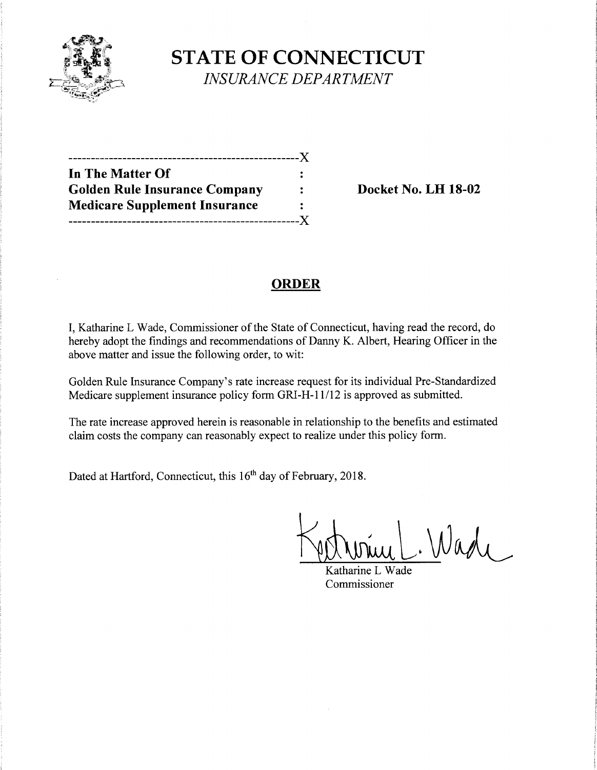# STATE OF CONNECTICUT

*INSURANCE DEPARTMENT*

---------------------------------------------------X

**In The Matter Of** :

**Golden Rule Insurance Company** : **Docket No. LH 18-02**

**Medicare Supplement Insurance** :

---------------------------------------------------X

## ORDER

I, Katharine L Wade, Commissioner of the State of Connecticut, having read the record, do hereby adopt the findings and recommendations of Danny K. Albert, Hearing Officer in the above matter and issue the following order, to wit:

Golden Rule Insurance Company's rate increase request for its individual Pre-Standardized Medicare supplement insurance policy form GRI-H-11/12 is approved as submitted.

The rate increase approved herein is reasonable in relationship to the benefits and estimated claim costs the company can reasonably expect to realize under this policy form.

Dated at Hartford, Connecticut, this 16th day of February, 2018.

Katharine L Wade

Commissioner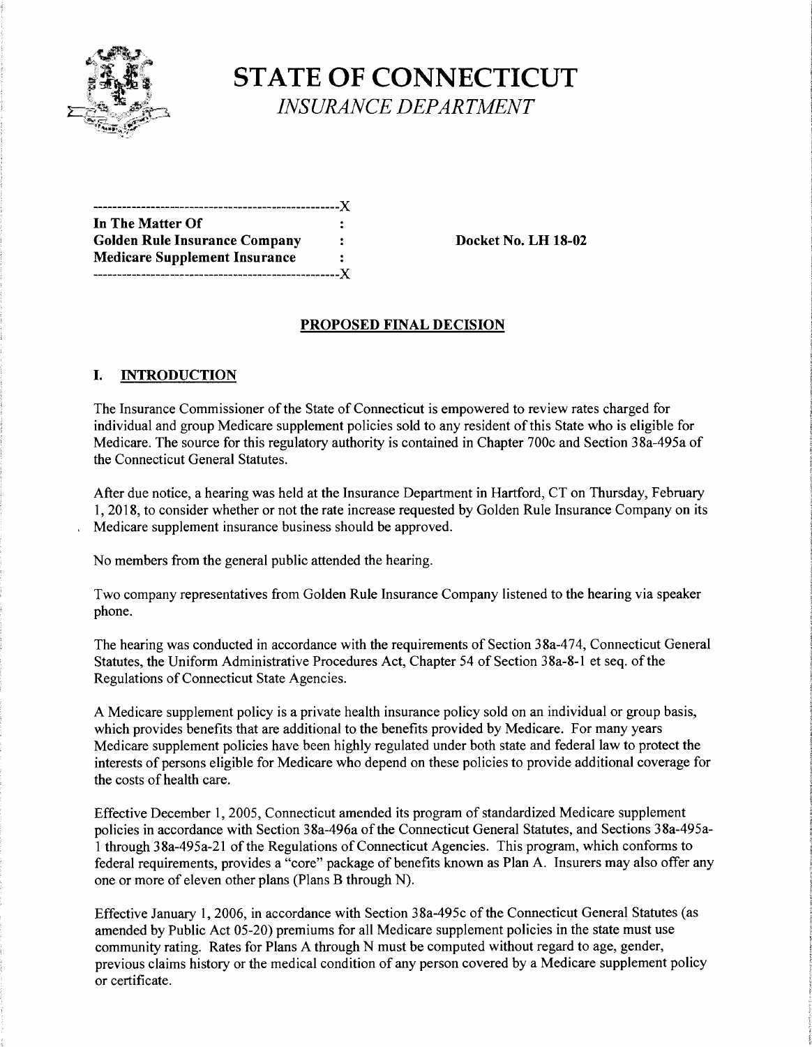**STATE OF CONNECTICUT**
*INSURANCE DEPARTMENT*

| | | |
|---|---|---|
| **In The Matter Of** | : | |
| **Golden Rule Insurance Company** | : | **Docket No. LH 18-02** |
| **Medicare Supplement Insurance** | : | |

## PROPOSED FINAL DECISION

## I. INTRODUCTION

The Insurance Commissioner of the State of Connecticut is empowered to review rates charged for individual and group Medicare supplement policies sold to any resident of this State who is eligible for Medicare. The source for this regulatory authority is contained in Chapter 700c and Section 38a-495a of the Connecticut General Statutes.

After due notice, a hearing was held at the Insurance Department in Hartford, CT on Thursday, February 1, 2018, to consider whether or not the rate increase requested by Golden Rule Insurance Company on its Medicare supplement insurance business should be approved.

No members from the general public attended the hearing.

Two company representatives from Golden Rule Insurance Company listened to the hearing via speaker phone.

The hearing was conducted in accordance with the requirements of Section 38a-474, Connecticut General Statutes, the Uniform Administrative Procedures Act, Chapter 54 of Section 38a-8-1 et seq. of the Regulations of Connecticut State Agencies.

A Medicare supplement policy is a private health insurance policy sold on an individual or group basis, which provides benefits that are additional to the benefits provided by Medicare. For many years Medicare supplement policies have been highly regulated under both state and federal law to protect the interests of persons eligible for Medicare who depend on these policies to provide additional coverage for the costs of health care.

Effective December 1, 2005, Connecticut amended its program of standardized Medicare supplement policies in accordance with Section 38a-496a of the Connecticut General Statutes, and Sections 38a-495a-1 through 38a-495a-21 of the Regulations of Connecticut Agencies. This program, which conforms to federal requirements, provides a "core" package of benefits known as Plan A. Insurers may also offer any one or more of eleven other plans (Plans B through N).

Effective January 1, 2006, in accordance with Section 38a-495c of the Connecticut General Statutes (as amended by Public Act 05-20) premiums for all Medicare supplement policies in the state must use community rating. Rates for Plans A through N must be computed without regard to age, gender, previous claims history or the medical condition of any person covered by a Medicare supplement policy or certificate.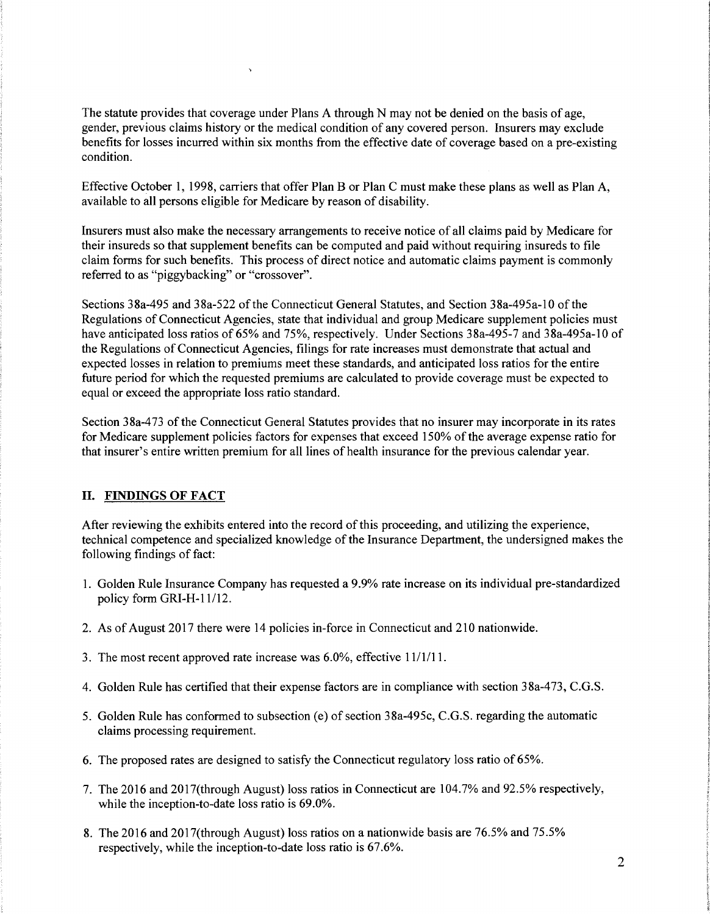The statute provides that coverage under Plans A through N may not be denied on the basis of age, gender, previous claims history or the medical condition of any covered person. Insurers may exclude benefits for losses incurred within six months from the effective date of coverage based on a pre-existing condition.

Effective October 1, 1998, carriers that offer Plan B or Plan C must make these plans as well as Plan A, available to all persons eligible for Medicare by reason of disability.

Insurers must also make the necessary arrangements to receive notice of all claims paid by Medicare for their insureds so that supplement benefits can be computed and paid without requiring insureds to file claim forms for such benefits. This process of direct notice and automatic claims payment is commonly referred to as "piggybacking" or "crossover".

Sections 38a-495 and 38a-522 of the Connecticut General Statutes, and Section 38a-495a-10 of the Regulations of Connecticut Agencies, state that individual and group Medicare supplement policies must have anticipated loss ratios of 65% and 75%, respectively. Under Sections 38a-495-7 and 38a-495a-10 of the Regulations of Connecticut Agencies, filings for rate increases must demonstrate that actual and expected losses in relation to premiums meet these standards, and anticipated loss ratios for the entire future period for which the requested premiums are calculated to provide coverage must be expected to equal or exceed the appropriate loss ratio standard.

Section 38a-473 of the Connecticut General Statutes provides that no insurer may incorporate in its rates for Medicare supplement policies factors for expenses that exceed 150% of the average expense ratio for that insurer's entire written premium for all lines of health insurance for the previous calendar year.

## II. FINDINGS OF FACT

After reviewing the exhibits entered into the record of this proceeding, and utilizing the experience, technical competence and specialized knowledge of the Insurance Department, the undersigned makes the following findings of fact:

1. Golden Rule Insurance Company has requested a 9.9% rate increase on its individual pre-standardized policy form GRI-H-11/12.
2. As of August 2017 there were 14 policies in-force in Connecticut and 210 nationwide.
3. The most recent approved rate increase was 6.0%, effective 11/1/11.
4. Golden Rule has certified that their expense factors are in compliance with section 38a-473, C.G.S.
5. Golden Rule has conformed to subsection (e) of section 38a-495c, C.G.S. regarding the automatic claims processing requirement.
6. The proposed rates are designed to satisfy the Connecticut regulatory loss ratio of 65%.
7. The 2016 and 2017(through August) loss ratios in Connecticut are 104.7% and 92.5% respectively, while the inception-to-date loss ratio is 69.0%.
8. The 2016 and 2017(through August) loss ratios on a nationwide basis are 76.5% and 75.5% respectively, while the inception-to-date loss ratio is 67.6%.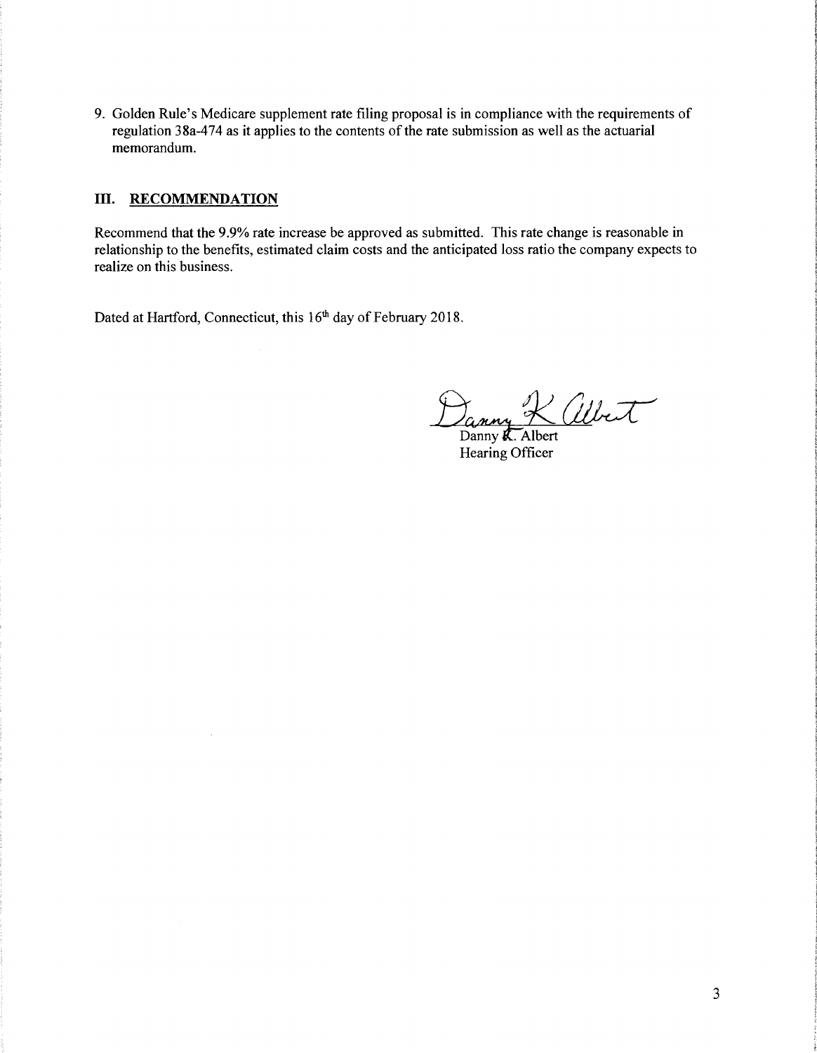9. Golden Rule's Medicare supplement rate filing proposal is in compliance with the requirements of regulation 38a-474 as it applies to the contents of the rate submission as well as the actuarial memorandum.

## III. RECOMMENDATION

Recommend that the 9.9% rate increase be approved as submitted. This rate change is reasonable in relationship to the benefits, estimated claim costs and the anticipated loss ratio the company expects to realize on this business.

Dated at Hartford, Connecticut, this 16th day of February 2018.

Danny K. Albert
Hearing Officer